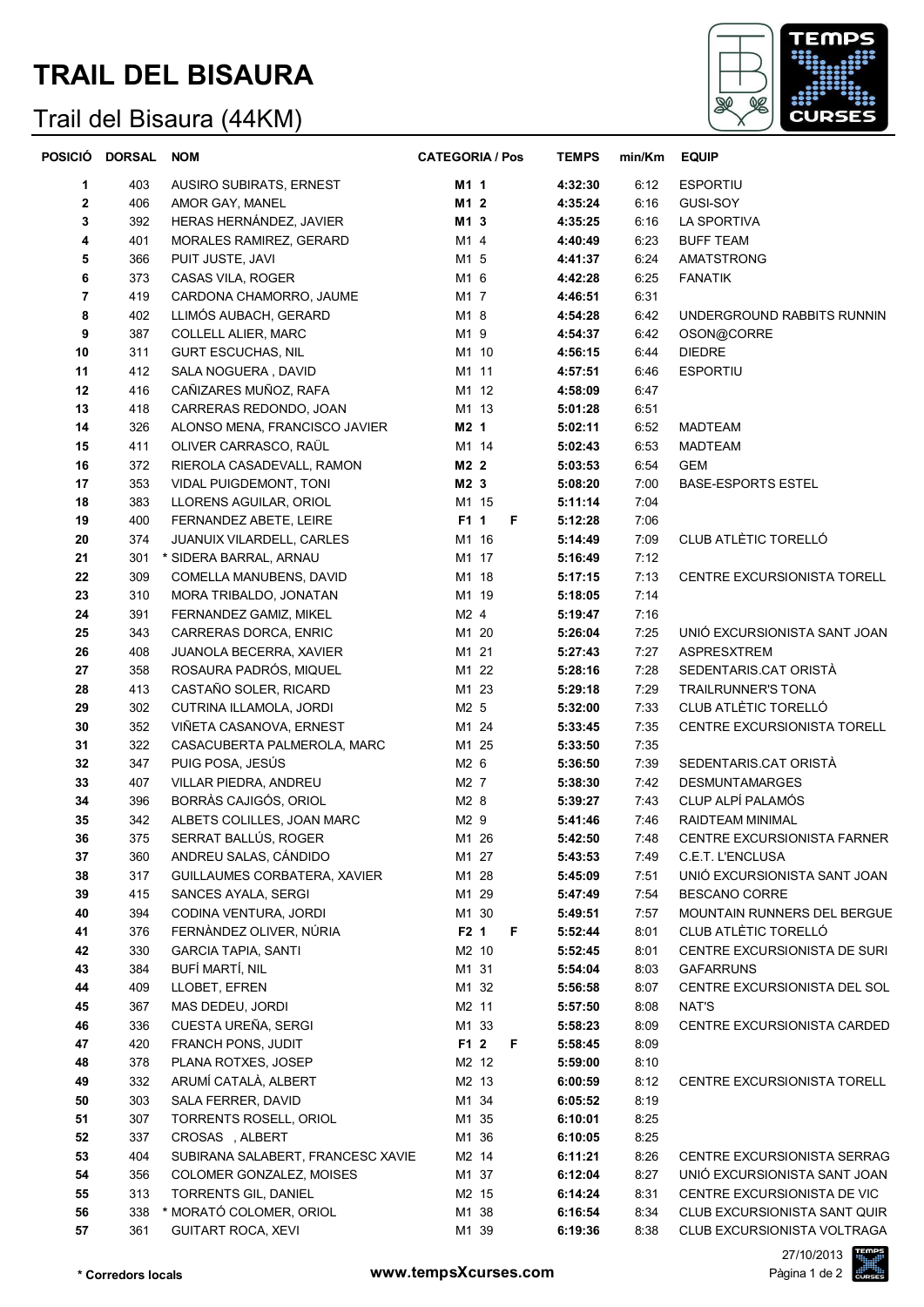# TRAIL DEL BISAURA

## Trail del Bisaura (44KM)

| POSICIÓ | DORSAL | NOM | CATEGORIA / Pos | | TEMPS | min/Km | EQUIP |
|---|---|---|---|---|---|---|---|
| 1 | 403 | AUSIRO SUBIRATS, ERNEST | **M1 1** | | **4:32:30** | 6:12 | ESPORTIU |
| 2 | 406 | AMOR GAY, MANEL | **M1 2** | | **4:35:24** | 6:16 | GUSI-SOY |
| 3 | 392 | HERAS HERNÁNDEZ, JAVIER | **M1 3** | | **4:35:25** | 6:16 | LA SPORTIVA |
| 4 | 401 | MORALES RAMIREZ, GERARD | M1 4 | | **4:40:49** | 6:23 | BUFF TEAM |
| 5 | 366 | PUIT JUSTE, JAVI | M1 5 | | **4:41:37** | 6:24 | AMATSTRONG |
| 6 | 373 | CASAS VILA, ROGER | M1 6 | | **4:42:28** | 6:25 | FANATIK |
| 7 | 419 | CARDONA CHAMORRO, JAUME | M1 7 | | **4:46:51** | 6:31 | |
| 8 | 402 | LLIMÓS AUBACH, GERARD | M1 8 | | **4:54:28** | 6:42 | UNDERGROUND RABBITS RUNNIN |
| 9 | 387 | COLLELL ALIER, MARC | M1 9 | | **4:54:37** | 6:42 | OSON@CORRE |
| 10 | 311 | GURT ESCUCHAS, NIL | M1 10 | | **4:56:15** | 6:44 | DIEDRE |
| 11 | 412 | SALA NOGUERA , DAVID | M1 11 | | **4:57:51** | 6:46 | ESPORTIU |
| 12 | 416 | CAÑIZARES MUÑOZ, RAFA | M1 12 | | **4:58:09** | 6:47 | |
| 13 | 418 | CARRERAS REDONDO, JOAN | M1 13 | | **5:01:28** | 6:51 | |
| 14 | 326 | ALONSO MENA, FRANCISCO JAVIER | **M2 1** | | **5:02:11** | 6:52 | MADTEAM |
| 15 | 411 | OLIVER CARRASCO, RAÜL | M1 14 | | **5:02:43** | 6:53 | MADTEAM |
| 16 | 372 | RIEROLA CASADEVALL, RAMON | **M2 2** | | **5:03:53** | 6:54 | GEM |
| 17 | 353 | VIDAL PUIGDEMONT, TONI | **M2 3** | | **5:08:20** | 7:00 | BASE-ESPORTS ESTEL |
| 18 | 383 | LLORENS AGUILAR, ORIOL | M1 15 | | **5:11:14** | 7:04 | |
| 19 | 400 | FERNANDEZ ABETE, LEIRE | **F1 1** | F | **5:12:28** | 7:06 | |
| 20 | 374 | JUANUIX VILARDELL, CARLES | M1 16 | | **5:14:49** | 7:09 | CLUB ATLÈTIC TORELLÓ |
| 21 | 301 | * SIDERA BARRAL, ARNAU | M1 17 | | **5:16:49** | 7:12 | |
| 22 | 309 | COMELLA MANUBENS, DAVID | M1 18 | | **5:17:15** | 7:13 | CENTRE EXCURSIONISTA TORELL |
| 23 | 310 | MORA TRIBALDO, JONATAN | M1 19 | | **5:18:05** | 7:14 | |
| 24 | 391 | FERNANDEZ GAMIZ, MIKEL | M2 4 | | **5:19:47** | 7:16 | |
| 25 | 343 | CARRERAS DORCA, ENRIC | M1 20 | | **5:26:04** | 7:25 | UNIÓ EXCURSIONISTA SANT JOAN |
| 26 | 408 | JUANOLA BECERRA, XAVIER | M1 21 | | **5:27:43** | 7:27 | ASPRESXTREM |
| 27 | 358 | ROSAURA PADRÓS, MIQUEL | M1 22 | | **5:28:16** | 7:28 | SEDENTARIS.CAT ORISTÀ |
| 28 | 413 | CASTAÑO SOLER, RICARD | M1 23 | | **5:29:18** | 7:29 | TRAILRUNNER'S TONA |
| 29 | 302 | CUTRINA ILLAMOLA, JORDI | M2 5 | | **5:32:00** | 7:33 | CLUB ATLÈTIC TORELLÓ |
| 30 | 352 | VIÑETA CASANOVA, ERNEST | M1 24 | | **5:33:45** | 7:35 | CENTRE EXCURSIONISTA TORELL |
| 31 | 322 | CASACUBERTA PALMEROLA, MARC | M1 25 | | **5:33:50** | 7:35 | |
| 32 | 347 | PUIG POSA, JESÚS | M2 6 | | **5:36:50** | 7:39 | SEDENTARIS.CAT ORISTÀ |
| 33 | 407 | VILLAR PIEDRA, ANDREU | M2 7 | | **5:38:30** | 7:42 | DESMUNTAMARGES |
| 34 | 396 | BORRÀS CAJIGÓS, ORIOL | M2 8 | | **5:39:27** | 7:43 | CLUP ALPÍ PALAMÓS |
| 35 | 342 | ALBETS COLILLES, JOAN MARC | M2 9 | | **5:41:46** | 7:46 | RAIDTEAM MINIMAL |
| 36 | 375 | SERRAT BALLÚS, ROGER | M1 26 | | **5:42:50** | 7:48 | CENTRE EXCURSIONISTA FARNER |
| 37 | 360 | ANDREU SALAS, CÁNDIDO | M1 27 | | **5:43:53** | 7:49 | C.E.T. L'ENCLUSA |
| 38 | 317 | GUILLAUMES CORBATERA, XAVIER | M1 28 | | **5:45:09** | 7:51 | UNIÓ EXCURSIONISTA SANT JOAN |
| 39 | 415 | SANCES AYALA, SERGI | M1 29 | | **5:47:49** | 7:54 | BESCANO CORRE |
| 40 | 394 | CODINA VENTURA, JORDI | M1 30 | | **5:49:51** | 7:57 | MOUNTAIN RUNNERS DEL BERGUE |
| 41 | 376 | FERNÀNDEZ OLIVER, NÚRIA | **F2 1** | F | **5:52:44** | 8:01 | CLUB ATLÈTIC TORELLÓ |
| 42 | 330 | GARCIA TAPIA, SANTI | M2 10 | | **5:52:45** | 8:01 | CENTRE EXCURSIONISTA DE SURI |
| 43 | 384 | BUFÍ MARTÍ, NIL | M1 31 | | **5:54:04** | 8:03 | GAFARRUNS |
| 44 | 409 | LLOBET, EFREN | M1 32 | | **5:56:58** | 8:07 | CENTRE EXCURSIONISTA DEL SOL |
| 45 | 367 | MAS DEDEU, JORDI | M2 11 | | **5:57:50** | 8:08 | NAT'S |
| 46 | 336 | CUESTA UREÑA, SERGI | M1 33 | | **5:58:23** | 8:09 | CENTRE EXCURSIONISTA CARDED |
| 47 | 420 | FRANCH PONS, JUDIT | **F1 2** | F | **5:58:45** | 8:09 | |
| 48 | 378 | PLANA ROTXES, JOSEP | M2 12 | | **5:59:00** | 8:10 | |
| 49 | 332 | ARUMÍ CATALÀ, ALBERT | M2 13 | | **6:00:59** | 8:12 | CENTRE EXCURSIONISTA TORELL |
| 50 | 303 | SALA FERRER, DAVID | M1 34 | | **6:05:52** | 8:19 | |
| 51 | 307 | TORRENTS ROSELL, ORIOL | M1 35 | | **6:10:01** | 8:25 | |
| 52 | 337 | CROSAS , ALBERT | M1 36 | | **6:10:05** | 8:25 | |
| 53 | 404 | SUBIRANA SALABERT, FRANCESC XAVIE | M2 14 | | **6:11:21** | 8:26 | CENTRE EXCURSIONISTA SERRAG |
| 54 | 356 | COLOMER GONZALEZ, MOISES | M1 37 | | **6:12:04** | 8:27 | UNIÓ EXCURSIONISTA SANT JOAN |
| 55 | 313 | TORRENTS GIL, DANIEL | M2 15 | | **6:14:24** | 8:31 | CENTRE EXCURSIONISTA DE VIC |
| 56 | 338 | * MORATÓ COLOMER, ORIOL | M1 38 | | **6:16:54** | 8:34 | CLUB EXCURSIONISTA SANT QUIR |
| 57 | 361 | GUITART ROCA, XEVI | M1 39 | | **6:19:36** | 8:38 | CLUB EXCURSIONISTA VOLTRAGA |

**\* Corredors locals**

**www.tempsXcurses.com**

27/10/2013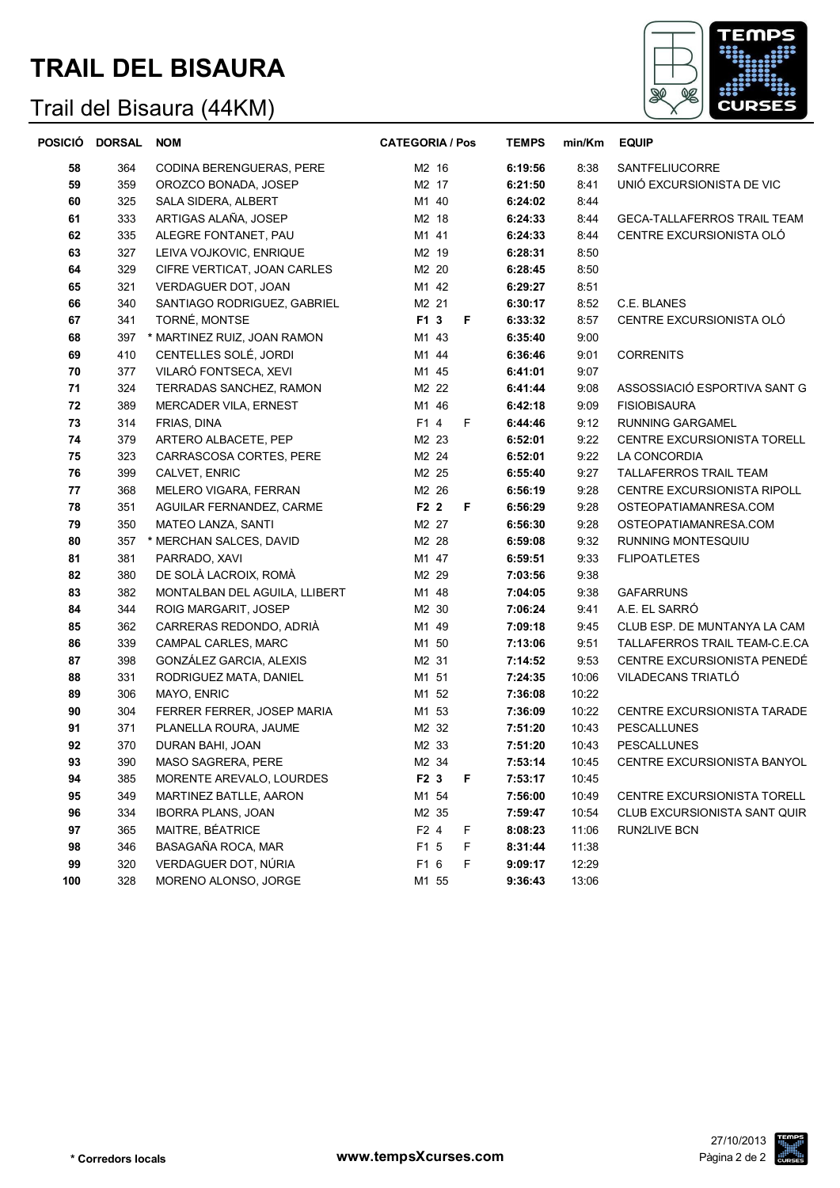# TRAIL DEL BISAURA

## Trail del Bisaura (44KM)

| POSICIÓ | DORSAL | NOM | CATEGORIA / Pos | | | TEMPS | min/Km | EQUIP |
|---|---|---|---|---|---|---|---|---|
| 58 | 364 | CODINA BERENGUERAS, PERE | M2 | 16 | | 6:19:56 | 8:38 | SANTFELIUCORRE |
| 59 | 359 | OROZCO BONADA, JOSEP | M2 | 17 | | 6:21:50 | 8:41 | UNIÓ EXCURSIONISTA DE VIC |
| 60 | 325 | SALA SIDERA, ALBERT | M1 | 40 | | 6:24:02 | 8:44 | |
| 61 | 333 | ARTIGAS ALAÑA, JOSEP | M2 | 18 | | 6:24:33 | 8:44 | GECA-TALLAFERROS TRAIL TEAM |
| 62 | 335 | ALEGRE FONTANET, PAU | M1 | 41 | | 6:24:33 | 8:44 | CENTRE EXCURSIONISTA OLÓ |
| 63 | 327 | LEIVA VOJKOVIC, ENRIQUE | M2 | 19 | | 6:28:31 | 8:50 | |
| 64 | 329 | CIFRE VERTICAT, JOAN CARLES | M2 | 20 | | 6:28:45 | 8:50 | |
| 65 | 321 | VERDAGUER DOT, JOAN | M1 | 42 | | 6:29:27 | 8:51 | |
| 66 | 340 | SANTIAGO RODRIGUEZ, GABRIEL | M2 | 21 | | 6:30:17 | 8:52 | C.E. BLANES |
| 67 | 341 | TORNÉ, MONTSE | **F1** | **3** | **F** | 6:33:32 | 8:57 | CENTRE EXCURSIONISTA OLÓ |
| 68 | 397 | * MARTINEZ RUIZ, JOAN RAMON | M1 | 43 | | 6:35:40 | 9:00 | |
| 69 | 410 | CENTELLES SOLÉ, JORDI | M1 | 44 | | 6:36:46 | 9:01 | CORRENITS |
| 70 | 377 | VILARÓ FONTSECA, XEVI | M1 | 45 | | 6:41:01 | 9:07 | |
| 71 | 324 | TERRADAS SANCHEZ, RAMON | M2 | 22 | | 6:41:44 | 9:08 | ASSOSSIACIÓ ESPORTIVA SANT G |
| 72 | 389 | MERCADER VILA, ERNEST | M1 | 46 | | 6:42:18 | 9:09 | FISIOBISAURA |
| 73 | 314 | FRIAS, DINA | F1 | 4 | F | 6:44:46 | 9:12 | RUNNING GARGAMEL |
| 74 | 379 | ARTERO ALBACETE, PEP | M2 | 23 | | 6:52:01 | 9:22 | CENTRE EXCURSIONISTA TORELL |
| 75 | 323 | CARRASCOSA CORTES, PERE | M2 | 24 | | 6:52:01 | 9:22 | LA CONCORDIA |
| 76 | 399 | CALVET, ENRIC | M2 | 25 | | 6:55:40 | 9:27 | TALLAFERROS TRAIL TEAM |
| 77 | 368 | MELERO VIGARA, FERRAN | M2 | 26 | | 6:56:19 | 9:28 | CENTRE EXCURSIONISTA RIPOLL |
| 78 | 351 | AGUILAR FERNANDEZ, CARME | **F2** | **2** | **F** | 6:56:29 | 9:28 | OSTEOPATIAMANRESA.COM |
| 79 | 350 | MATEO LANZA, SANTI | M2 | 27 | | 6:56:30 | 9:28 | OSTEOPATIAMANRESA.COM |
| 80 | 357 | * MERCHAN SALCES, DAVID | M2 | 28 | | 6:59:08 | 9:32 | RUNNING MONTESQUIU |
| 81 | 381 | PARRADO, XAVI | M1 | 47 | | 6:59:51 | 9:33 | FLIPOATLETES |
| 82 | 380 | DE SOLÀ LACROIX, ROMÀ | M2 | 29 | | 7:03:56 | 9:38 | |
| 83 | 382 | MONTALBAN DEL AGUILA, LLIBERT | M1 | 48 | | 7:04:05 | 9:38 | GAFARRUNS |
| 84 | 344 | ROIG MARGARIT, JOSEP | M2 | 30 | | 7:06:24 | 9:41 | A.E. EL SARRÓ |
| 85 | 362 | CARRERAS REDONDO, ADRIÀ | M1 | 49 | | 7:09:18 | 9:45 | CLUB ESP. DE MUNTANYA LA CAM |
| 86 | 339 | CAMPAL CARLES, MARC | M1 | 50 | | 7:13:06 | 9:51 | TALLAFERROS TRAIL TEAM-C.E.CA |
| 87 | 398 | GONZÁLEZ GARCIA, ALEXIS | M2 | 31 | | 7:14:52 | 9:53 | CENTRE EXCURSIONISTA PENEDÉ |
| 88 | 331 | RODRIGUEZ MATA, DANIEL | M1 | 51 | | 7:24:35 | 10:06 | VILADECANS TRIATLÓ |
| 89 | 306 | MAYO, ENRIC | M1 | 52 | | 7:36:08 | 10:22 | |
| 90 | 304 | FERRER FERRER, JOSEP MARIA | M1 | 53 | | 7:36:09 | 10:22 | CENTRE EXCURSIONISTA TARADE |
| 91 | 371 | PLANELLA ROURA, JAUME | M2 | 32 | | 7:51:20 | 10:43 | PESCALLUNES |
| 92 | 370 | DURAN BAHI, JOAN | M2 | 33 | | 7:51:20 | 10:43 | PESCALLUNES |
| 93 | 390 | MASO SAGRERA, PERE | M2 | 34 | | 7:53:14 | 10:45 | CENTRE EXCURSIONISTA BANYOL |
| 94 | 385 | MORENTE AREVALO, LOURDES | **F2** | **3** | **F** | 7:53:17 | 10:45 | |
| 95 | 349 | MARTINEZ BATLLE, AARON | M1 | 54 | | 7:56:00 | 10:49 | CENTRE EXCURSIONISTA TORELL |
| 96 | 334 | IBORRA PLANS, JOAN | M2 | 35 | | 7:59:47 | 10:54 | CLUB EXCURSIONISTA SANT QUIR |
| 97 | 365 | MAITRE, BÉATRICE | F2 | 4 | F | 8:08:23 | 11:06 | RUN2LIVE BCN |
| 98 | 346 | BASAGAÑA ROCA, MAR | F1 | 5 | F | 8:31:44 | 11:38 | |
| 99 | 320 | VERDAGUER DOT, NÚRIA | F1 | 6 | F | 9:09:17 | 12:29 | |
| 100 | 328 | MORENO ALONSO, JORGE | M1 | 55 | | 9:36:43 | 13:06 | |

**\* Corredors locals**

**www.tempsXcurses.com**

27/10/2013